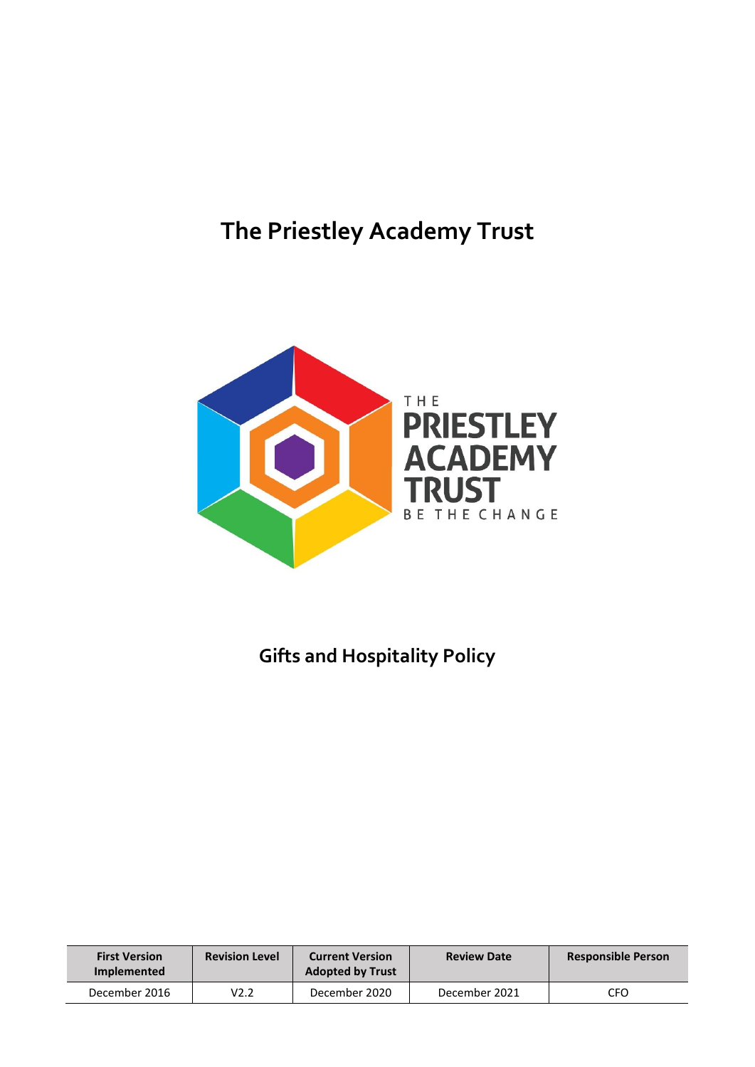# The Priestley Academy Trust

## Gifts and Hospitality Policy

| First Version Implemented | Revision Level | Current Version Adopted by Trust | Review Date | Responsible Person |
|---|---|---|---|---|
| December 2016 | V2.2 | December 2020 | December 2021 | CFO |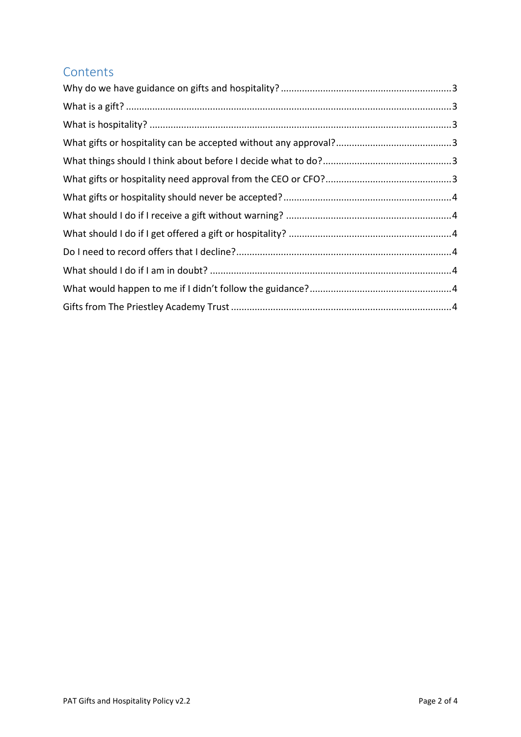## Contents

- Why do we have guidance on gifts and hospitality? ........ 3
- What is a gift? ........ 3
- What is hospitality? ........ 3
- What gifts or hospitality can be accepted without any approval? ........ 3
- What things should I think about before I decide what to do? ........ 3
- What gifts or hospitality need approval from the CEO or CFO? ........ 3
- What gifts or hospitality should never be accepted? ........ 4
- What should I do if I receive a gift without warning? ........ 4
- What should I do if I get offered a gift or hospitality? ........ 4
- Do I need to record offers that I decline? ........ 4
- What should I do if I am in doubt? ........ 4
- What would happen to me if I didn't follow the guidance? ........ 4
- Gifts from The Priestley Academy Trust ........ 4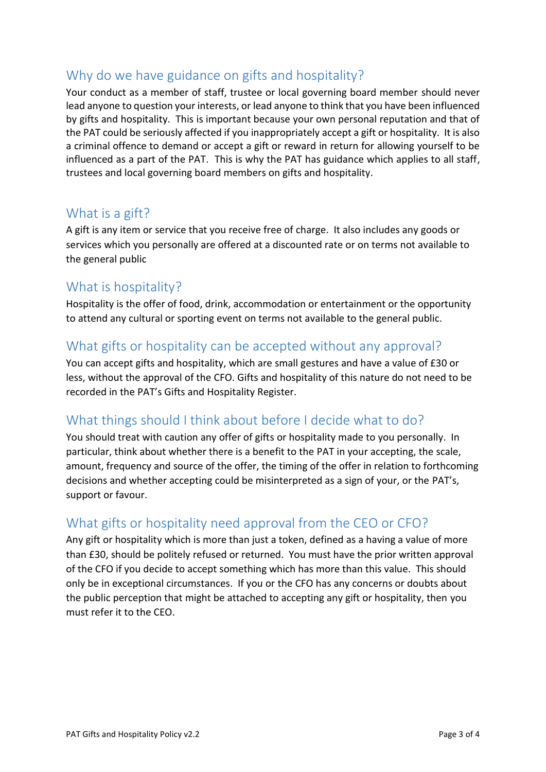## Why do we have guidance on gifts and hospitality?

Your conduct as a member of staff, trustee or local governing board member should never lead anyone to question your interests, or lead anyone to think that you have been influenced by gifts and hospitality. This is important because your own personal reputation and that of the PAT could be seriously affected if you inappropriately accept a gift or hospitality. It is also a criminal offence to demand or accept a gift or reward in return for allowing yourself to be influenced as a part of the PAT. This is why the PAT has guidance which applies to all staff, trustees and local governing board members on gifts and hospitality.

## What is a gift?

A gift is any item or service that you receive free of charge. It also includes any goods or services which you personally are offered at a discounted rate or on terms not available to the general public

## What is hospitality?

Hospitality is the offer of food, drink, accommodation or entertainment or the opportunity to attend any cultural or sporting event on terms not available to the general public.

## What gifts or hospitality can be accepted without any approval?

You can accept gifts and hospitality, which are small gestures and have a value of £30 or less, without the approval of the CFO. Gifts and hospitality of this nature do not need to be recorded in the PAT's Gifts and Hospitality Register.

## What things should I think about before I decide what to do?

You should treat with caution any offer of gifts or hospitality made to you personally. In particular, think about whether there is a benefit to the PAT in your accepting, the scale, amount, frequency and source of the offer, the timing of the offer in relation to forthcoming decisions and whether accepting could be misinterpreted as a sign of your, or the PAT's, support or favour.

## What gifts or hospitality need approval from the CEO or CFO?

Any gift or hospitality which is more than just a token, defined as a having a value of more than £30, should be politely refused or returned. You must have the prior written approval of the CFO if you decide to accept something which has more than this value. This should only be in exceptional circumstances. If you or the CFO has any concerns or doubts about the public perception that might be attached to accepting any gift or hospitality, then you must refer it to the CEO.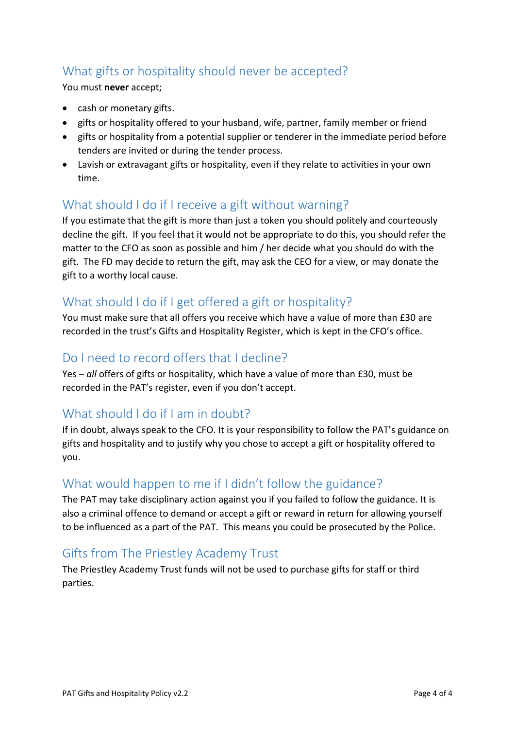## What gifts or hospitality should never be accepted?

You must **never** accept;

- cash or monetary gifts.
- gifts or hospitality offered to your husband, wife, partner, family member or friend
- gifts or hospitality from a potential supplier or tenderer in the immediate period before tenders are invited or during the tender process.
- Lavish or extravagant gifts or hospitality, even if they relate to activities in your own time.

## What should I do if I receive a gift without warning?

If you estimate that the gift is more than just a token you should politely and courteously decline the gift. If you feel that it would not be appropriate to do this, you should refer the matter to the CFO as soon as possible and him / her decide what you should do with the gift. The FD may decide to return the gift, may ask the CEO for a view, or may donate the gift to a worthy local cause.

## What should I do if I get offered a gift or hospitality?

You must make sure that all offers you receive which have a value of more than £30 are recorded in the trust's Gifts and Hospitality Register, which is kept in the CFO's office.

## Do I need to record offers that I decline?

Yes – *all* offers of gifts or hospitality, which have a value of more than £30, must be recorded in the PAT's register, even if you don't accept.

## What should I do if I am in doubt?

If in doubt, always speak to the CFO. It is your responsibility to follow the PAT's guidance on gifts and hospitality and to justify why you chose to accept a gift or hospitality offered to you.

## What would happen to me if I didn't follow the guidance?

The PAT may take disciplinary action against you if you failed to follow the guidance. It is also a criminal offence to demand or accept a gift or reward in return for allowing yourself to be influenced as a part of the PAT. This means you could be prosecuted by the Police.

## Gifts from The Priestley Academy Trust

The Priestley Academy Trust funds will not be used to purchase gifts for staff or third parties.